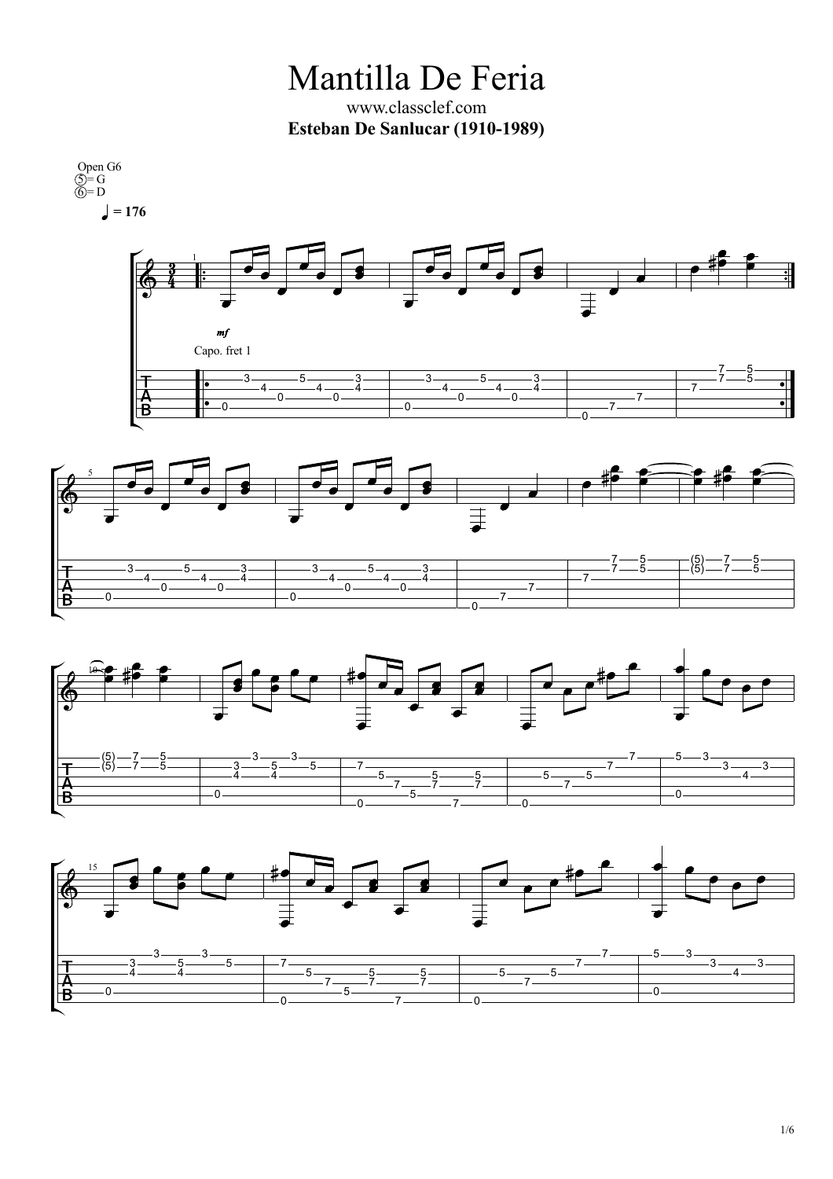# Mantilla De Feria

www.classclef.com

**Esteban De Sanlucar (1910-1989)**

Open G6
⑤= G
⑥= D

♩ = 176

*mf*

Capo. fret 1